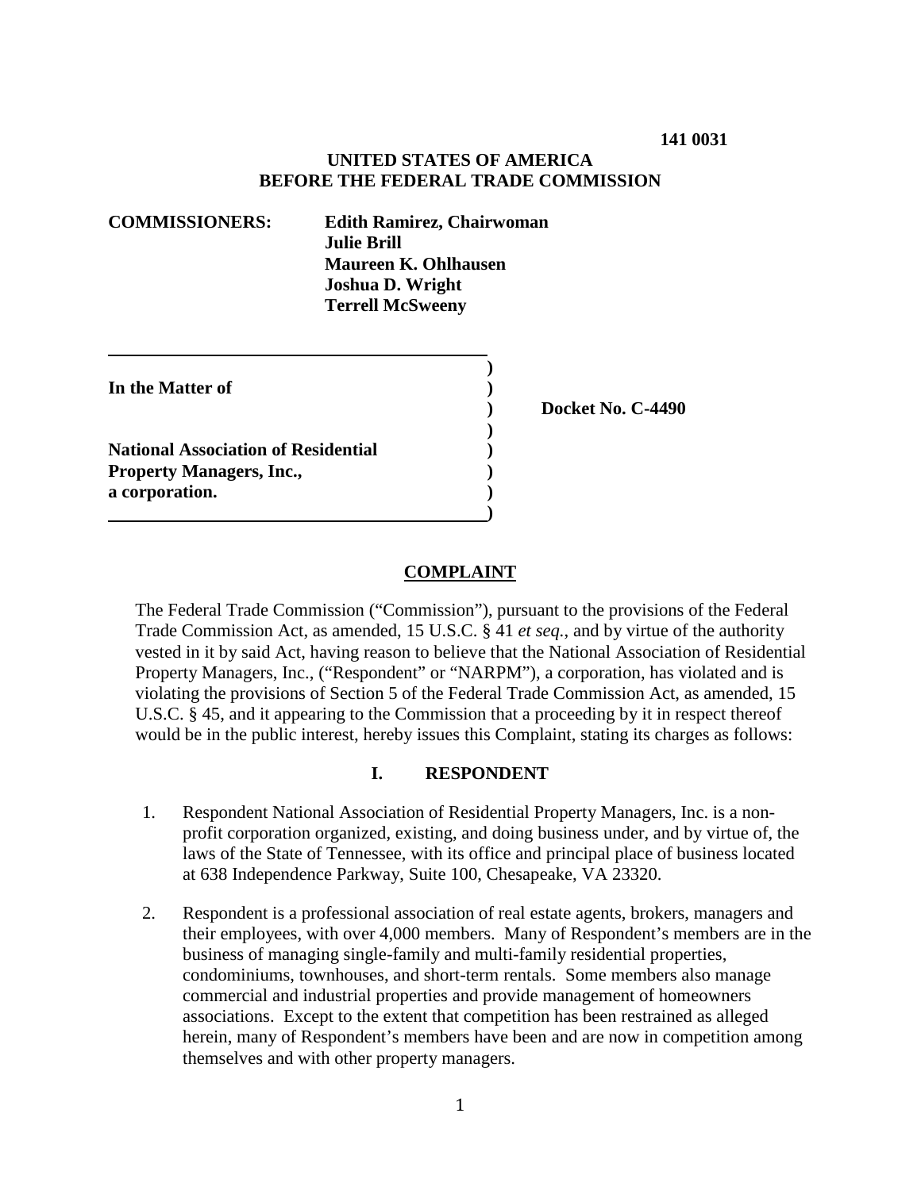**141 0031**

**UNITED STATES OF AMERICA**
**BEFORE THE FEDERAL TRADE COMMISSION**

**COMMISSIONERS:** **Edith Ramirez, Chairwoman**
**Julie Brill**
**Maureen K. Ohlhausen**
**Joshua D. Wright**
**Terrell McSweeny**

| | | |
|---|---|---|
| **In the Matter of** | ) | |
| | ) | **Docket No. C-4490** |
| **National Association of Residential Property Managers, Inc., a corporation.** | ) | |

## COMPLAINT

The Federal Trade Commission ("Commission"), pursuant to the provisions of the Federal Trade Commission Act, as amended, 15 U.S.C. § 41 *et seq.*, and by virtue of the authority vested in it by said Act, having reason to believe that the National Association of Residential Property Managers, Inc., ("Respondent" or "NARPM"), a corporation, has violated and is violating the provisions of Section 5 of the Federal Trade Commission Act, as amended, 15 U.S.C. § 45, and it appearing to the Commission that a proceeding by it in respect thereof would be in the public interest, hereby issues this Complaint, stating its charges as follows:

### I. RESPONDENT

1. Respondent National Association of Residential Property Managers, Inc. is a non-profit corporation organized, existing, and doing business under, and by virtue of, the laws of the State of Tennessee, with its office and principal place of business located at 638 Independence Parkway, Suite 100, Chesapeake, VA 23320.

2. Respondent is a professional association of real estate agents, brokers, managers and their employees, with over 4,000 members. Many of Respondent's members are in the business of managing single-family and multi-family residential properties, condominiums, townhouses, and short-term rentals. Some members also manage commercial and industrial properties and provide management of homeowners associations. Except to the extent that competition has been restrained as alleged herein, many of Respondent's members have been and are now in competition among themselves and with other property managers.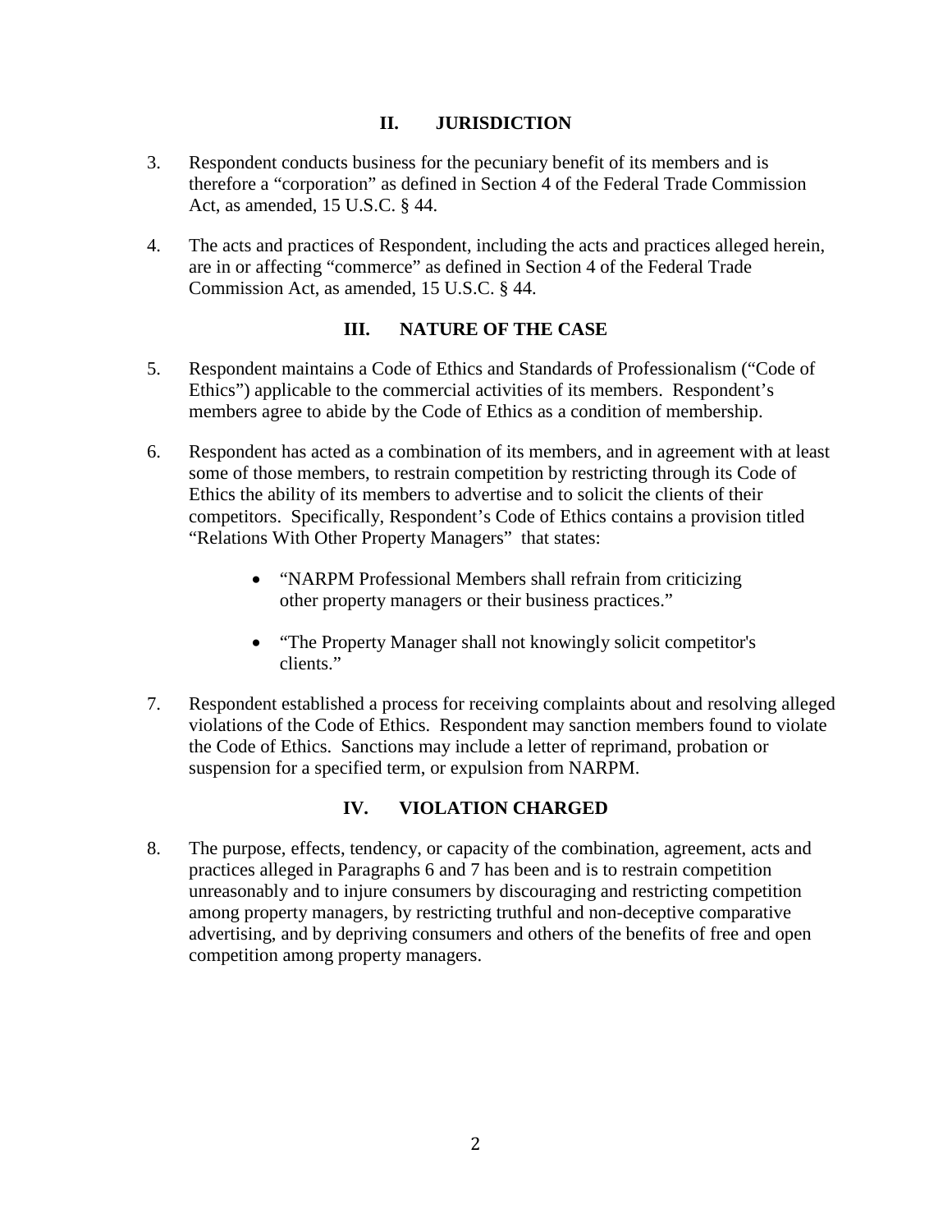## II. JURISDICTION

3. Respondent conducts business for the pecuniary benefit of its members and is therefore a "corporation" as defined in Section 4 of the Federal Trade Commission Act, as amended, 15 U.S.C. § 44.

4. The acts and practices of Respondent, including the acts and practices alleged herein, are in or affecting "commerce" as defined in Section 4 of the Federal Trade Commission Act, as amended, 15 U.S.C. § 44.

## III. NATURE OF THE CASE

5. Respondent maintains a Code of Ethics and Standards of Professionalism ("Code of Ethics") applicable to the commercial activities of its members. Respondent's members agree to abide by the Code of Ethics as a condition of membership.

6. Respondent has acted as a combination of its members, and in agreement with at least some of those members, to restrain competition by restricting through its Code of Ethics the ability of its members to advertise and to solicit the clients of their competitors. Specifically, Respondent's Code of Ethics contains a provision titled "Relations With Other Property Managers" that states:

   - "NARPM Professional Members shall refrain from criticizing other property managers or their business practices."
   - "The Property Manager shall not knowingly solicit competitor's clients."

7. Respondent established a process for receiving complaints about and resolving alleged violations of the Code of Ethics. Respondent may sanction members found to violate the Code of Ethics. Sanctions may include a letter of reprimand, probation or suspension for a specified term, or expulsion from NARPM.

## IV. VIOLATION CHARGED

8. The purpose, effects, tendency, or capacity of the combination, agreement, acts and practices alleged in Paragraphs 6 and 7 has been and is to restrain competition unreasonably and to injure consumers by discouraging and restricting competition among property managers, by restricting truthful and non-deceptive comparative advertising, and by depriving consumers and others of the benefits of free and open competition among property managers.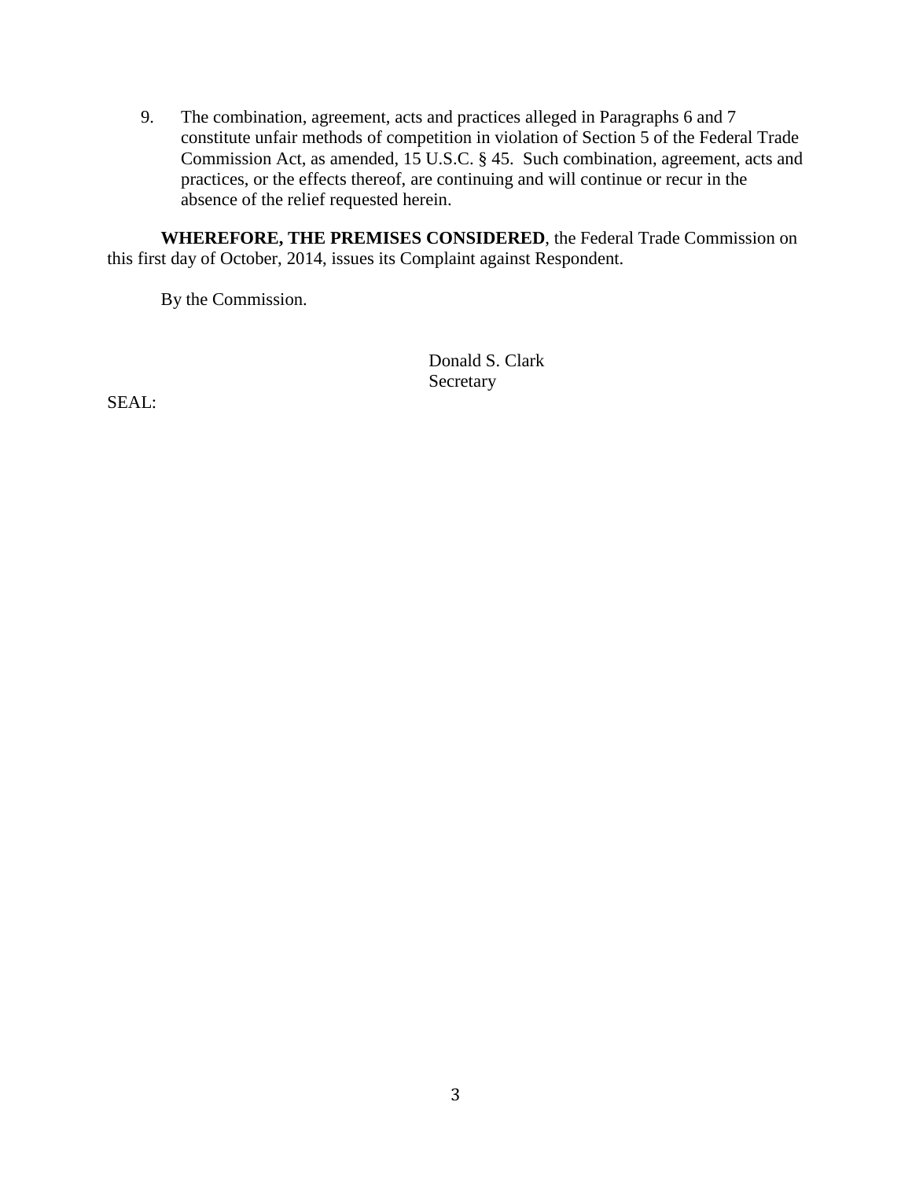9. The combination, agreement, acts and practices alleged in Paragraphs 6 and 7 constitute unfair methods of competition in violation of Section 5 of the Federal Trade Commission Act, as amended, 15 U.S.C. § 45. Such combination, agreement, acts and practices, or the effects thereof, are continuing and will continue or recur in the absence of the relief requested herein.

**WHEREFORE, THE PREMISES CONSIDERED**, the Federal Trade Commission on this first day of October, 2014, issues its Complaint against Respondent.

By the Commission.

Donald S. Clark
Secretary

SEAL: